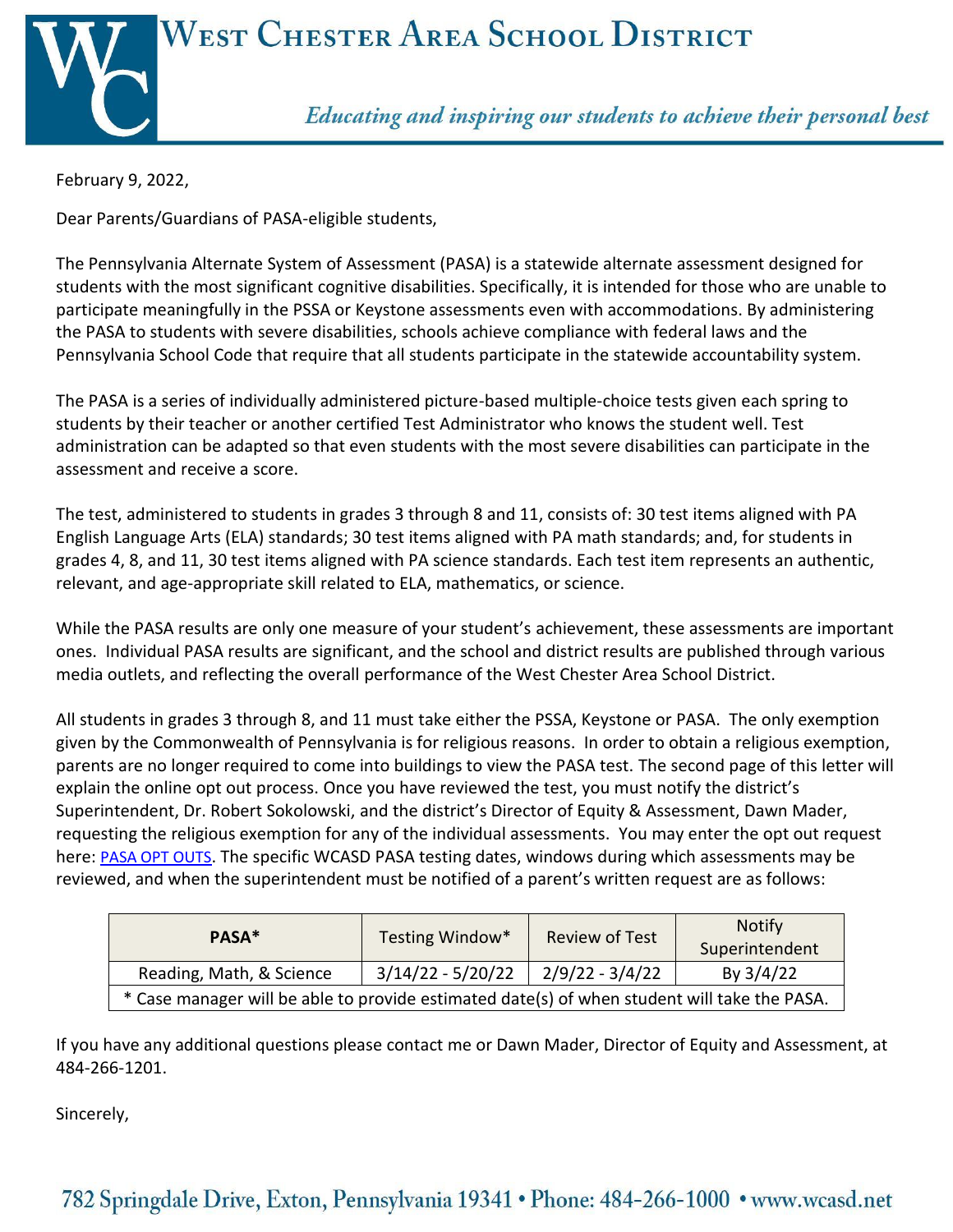# West Chester Area School District

*Educating and inspiring our students to achieve their personal best*

February 9, 2022,

Dear Parents/Guardians of PASA-eligible students,

The Pennsylvania Alternate System of Assessment (PASA) is a statewide alternate assessment designed for students with the most significant cognitive disabilities. Specifically, it is intended for those who are unable to participate meaningfully in the PSSA or Keystone assessments even with accommodations. By administering the PASA to students with severe disabilities, schools achieve compliance with federal laws and the Pennsylvania School Code that require that all students participate in the statewide accountability system.

The PASA is a series of individually administered picture-based multiple-choice tests given each spring to students by their teacher or another certified Test Administrator who knows the student well. Test administration can be adapted so that even students with the most severe disabilities can participate in the assessment and receive a score.

The test, administered to students in grades 3 through 8 and 11, consists of: 30 test items aligned with PA English Language Arts (ELA) standards; 30 test items aligned with PA math standards; and, for students in grades 4, 8, and 11, 30 test items aligned with PA science standards. Each test item represents an authentic, relevant, and age-appropriate skill related to ELA, mathematics, or science.

While the PASA results are only one measure of your student's achievement, these assessments are important ones. Individual PASA results are significant, and the school and district results are published through various media outlets, and reflecting the overall performance of the West Chester Area School District.

All students in grades 3 through 8, and 11 must take either the PSSA, Keystone or PASA. The only exemption given by the Commonwealth of Pennsylvania is for religious reasons. In order to obtain a religious exemption, parents are no longer required to come into buildings to view the PASA test. The second page of this letter will explain the online opt out process. Once you have reviewed the test, you must notify the district's Superintendent, Dr. Robert Sokolowski, and the district's Director of Equity & Assessment, Dawn Mader, requesting the religious exemption for any of the individual assessments. You may enter the opt out request here: PASA OPT OUTS. The specific WCASD PASA testing dates, windows during which assessments may be reviewed, and when the superintendent must be notified of a parent's written request are as follows:

| PASA* | Testing Window* | Review of Test | Notify Superintendent |
|---|---|---|---|
| Reading, Math, & Science | 3/14/22 - 5/20/22 | 2/9/22 - 3/4/22 | By 3/4/22 |
| * Case manager will be able to provide estimated date(s) of when student will take the PASA. | | | |

If you have any additional questions please contact me or Dawn Mader, Director of Equity and Assessment, at 484-266-1201.

Sincerely,

782 Springdale Drive, Exton, Pennsylvania 19341 • Phone: 484-266-1000 • www.wcasd.net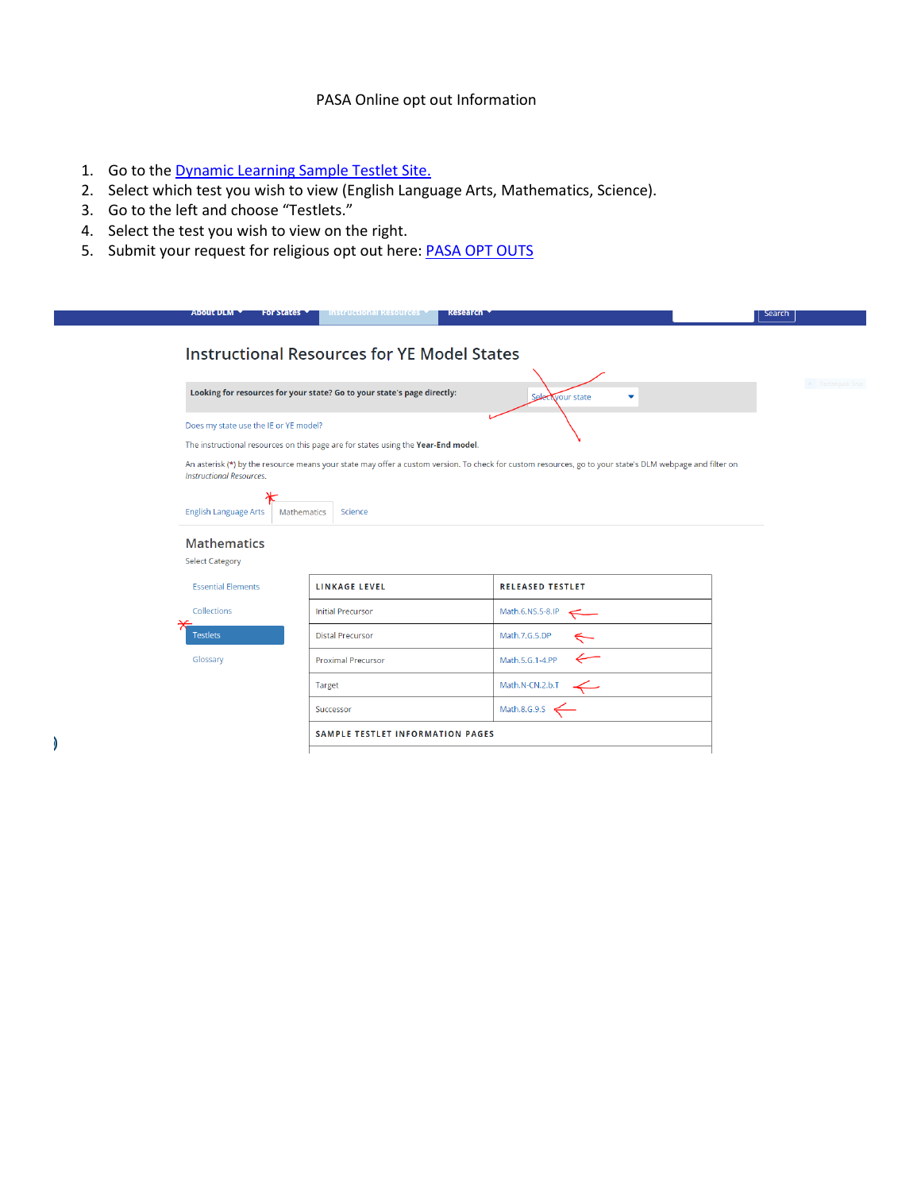PASA Online opt out Information

1. Go to the Dynamic Learning Sample Testlet Site.
2. Select which test you wish to view (English Language Arts, Mathematics, Science).
3. Go to the left and choose "Testlets."
4. Select the test you wish to view on the right.
5. Submit your request for religious opt out here: PASA OPT OUTS

About DLM For States Instructional Resources Research Search

## Instructional Resources for YE Model States

**Looking for resources for your state? Go to your state's page directly:** Select your state

Does my state use the IE or YE model?

The instructional resources on this page are for states using the **Year-End model**.

An asterisk (*) by the resource means your state may offer a custom version. To check for custom resources, go to your state's DLM webpage and filter on *Instructional Resources*.

English Language Arts | Mathematics | Science

### Mathematics

Select Category

- Essential Elements
- Collections
- Testlets
- Glossary

| LINKAGE LEVEL | RELEASED TESTLET |
|---|---|
| Initial Precursor | Math.6.NS.5-8.IP |
| Distal Precursor | Math.7.G.5.DP |
| Proximal Precursor | Math.5.G.1-4.PP |
| Target | Math.N-CN.2.b.T |
| Successor | Math.8.G.9.S |
| SAMPLE TESTLET INFORMATION PAGES | |